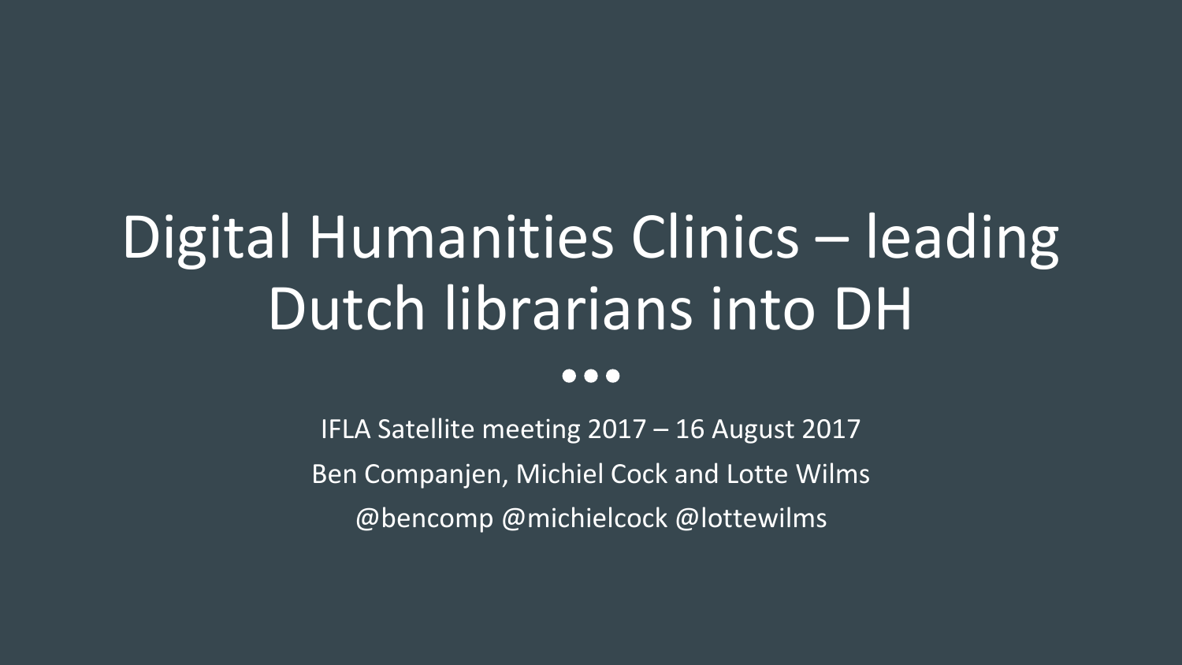# Digital Humanities Clinics – leading Dutch librarians into DH

IFLA Satellite meeting 2017 – 16 August 2017

Ben Companjen, Michiel Cock and Lotte Wilms

@bencomp @michielcock @lottewilms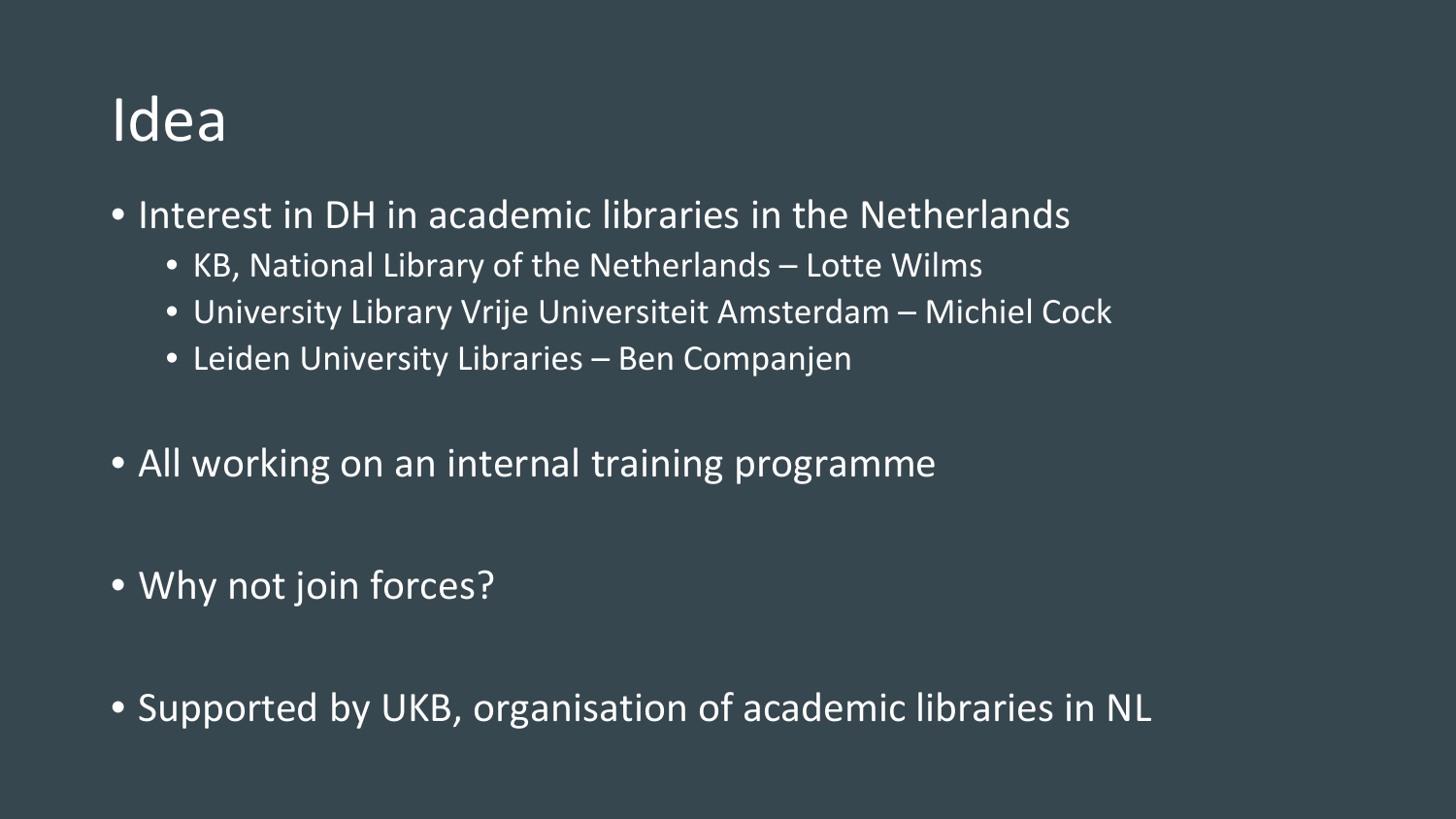# Idea

- Interest in DH in academic libraries in the Netherlands
  - KB, National Library of the Netherlands – Lotte Wilms
  - University Library Vrije Universiteit Amsterdam – Michiel Cock
  - Leiden University Libraries – Ben Companjen
- All working on an internal training programme
- Why not join forces?
- Supported by UKB, organisation of academic libraries in NL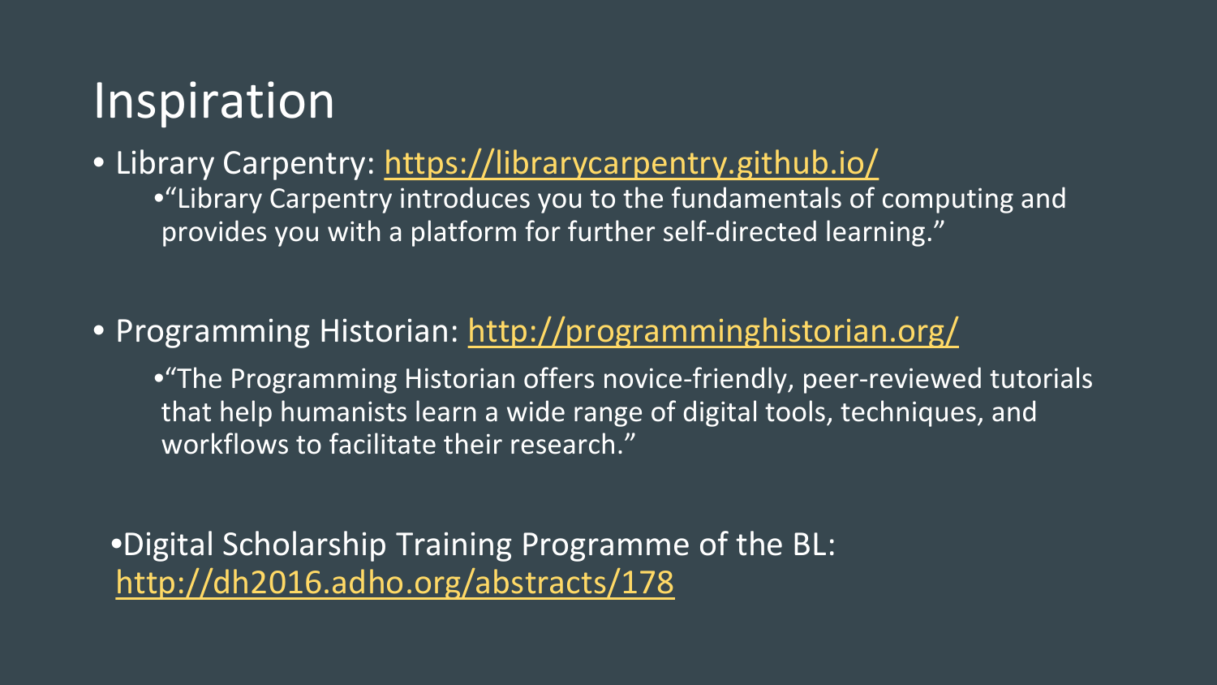# Inspiration

- Library Carpentry: https://librarycarpentry.github.io/
  - "Library Carpentry introduces you to the fundamentals of computing and provides you with a platform for further self-directed learning."

- Programming Historian: http://programminghistorian.org/
  - "The Programming Historian offers novice-friendly, peer-reviewed tutorials that help humanists learn a wide range of digital tools, techniques, and workflows to facilitate their research."

- Digital Scholarship Training Programme of the BL: http://dh2016.adho.org/abstracts/178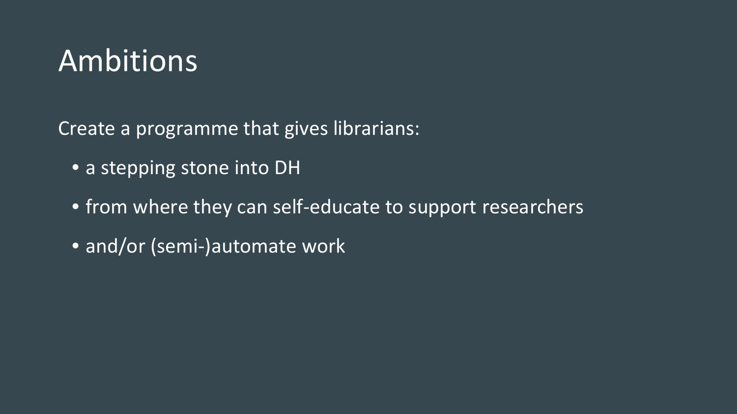# Ambitions

Create a programme that gives librarians:

- a stepping stone into DH
- from where they can self-educate to support researchers
- and/or (semi-)automate work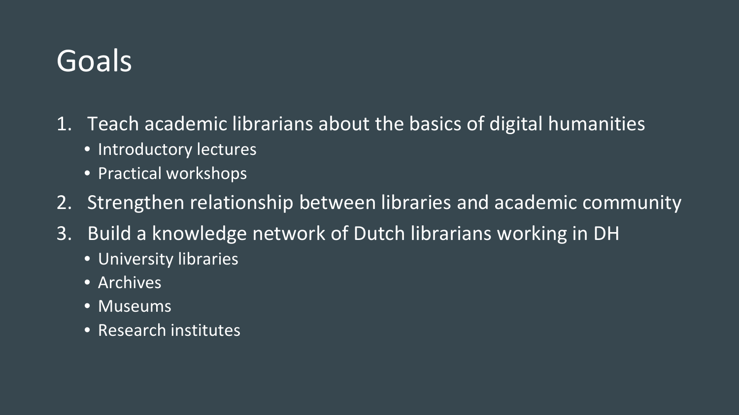# Goals

1. Teach academic librarians about the basics of digital humanities
   - Introductory lectures
   - Practical workshops
2. Strengthen relationship between libraries and academic community
3. Build a knowledge network of Dutch librarians working in DH
   - University libraries
   - Archives
   - Museums
   - Research institutes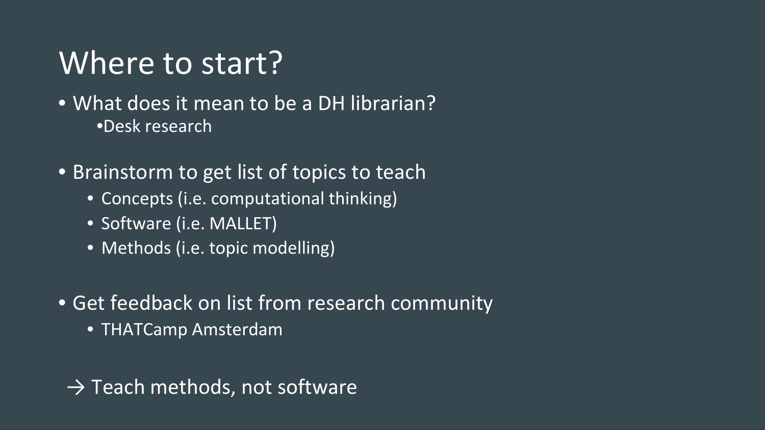# Where to start?

- What does it mean to be a DH librarian?
  - Desk research

- Brainstorm to get list of topics to teach
  - Concepts (i.e. computational thinking)
  - Software (i.e. MALLET)
  - Methods (i.e. topic modelling)

- Get feedback on list from research community
  - THATCamp Amsterdam

→ Teach methods, not software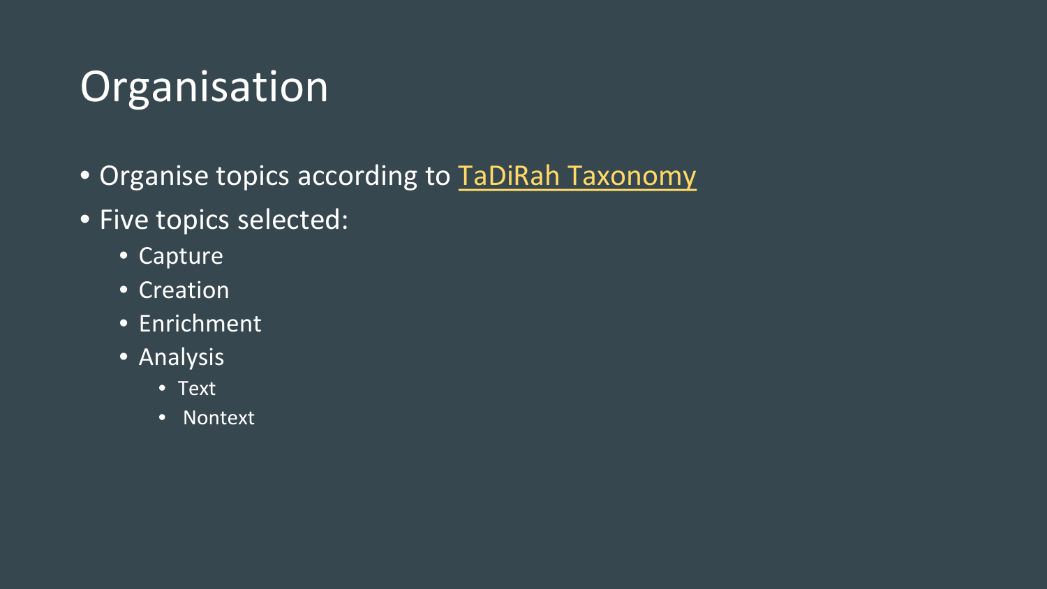# Organisation

- Organise topics according to TaDiRah Taxonomy
- Five topics selected:
  - Capture
  - Creation
  - Enrichment
  - Analysis
    - Text
    - Nontext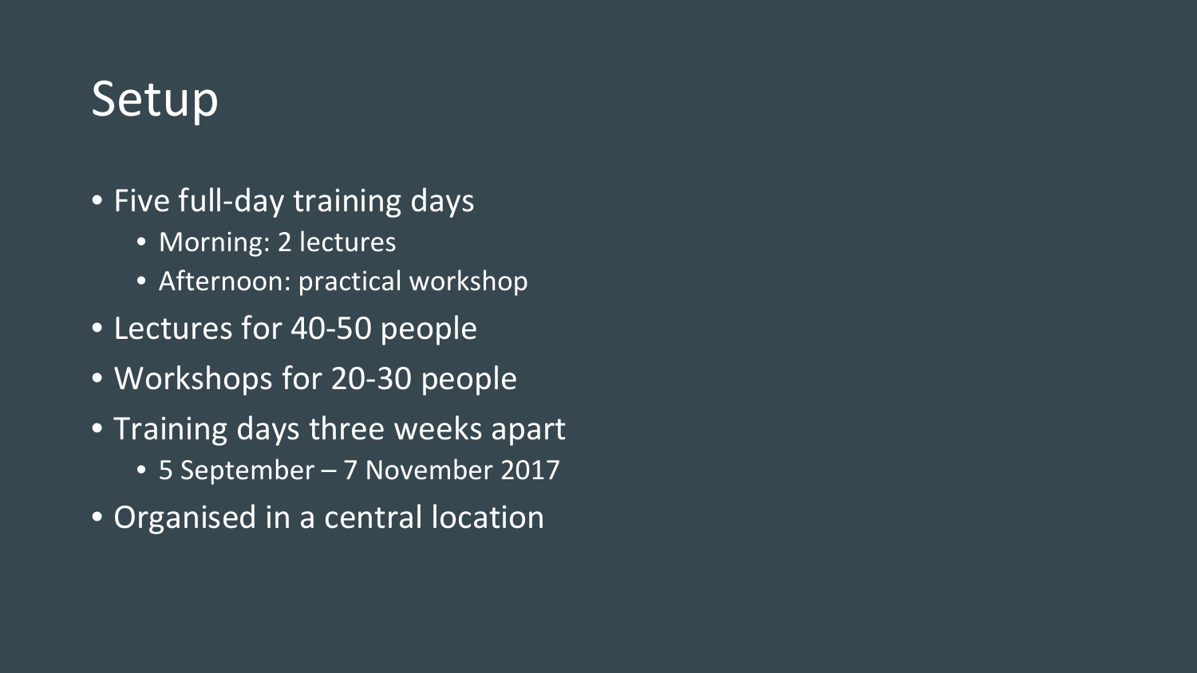# Setup

- Five full-day training days
  - Morning: 2 lectures
  - Afternoon: practical workshop
- Lectures for 40-50 people
- Workshops for 20-30 people
- Training days three weeks apart
  - 5 September – 7 November 2017
- Organised in a central location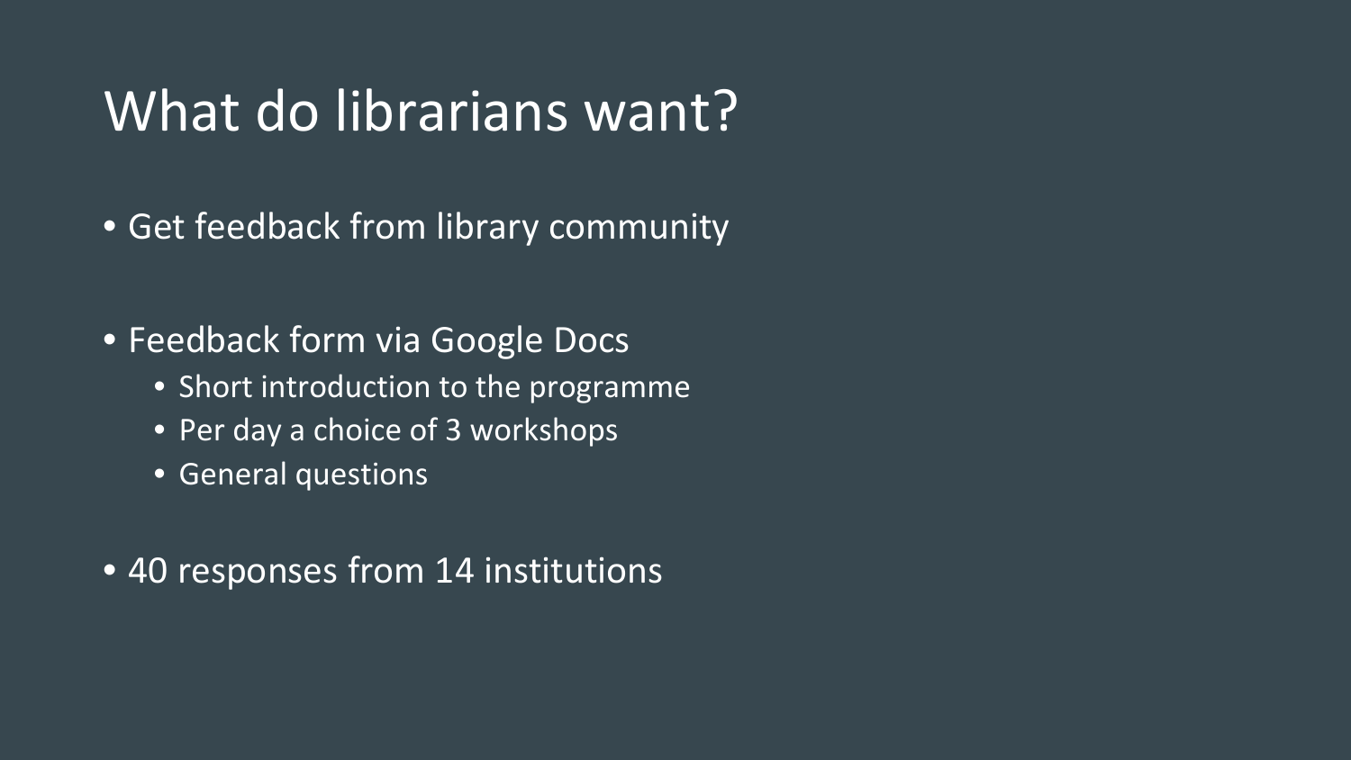# What do librarians want?

- Get feedback from library community
- Feedback form via Google Docs
  - Short introduction to the programme
  - Per day a choice of 3 workshops
  - General questions
- 40 responses from 14 institutions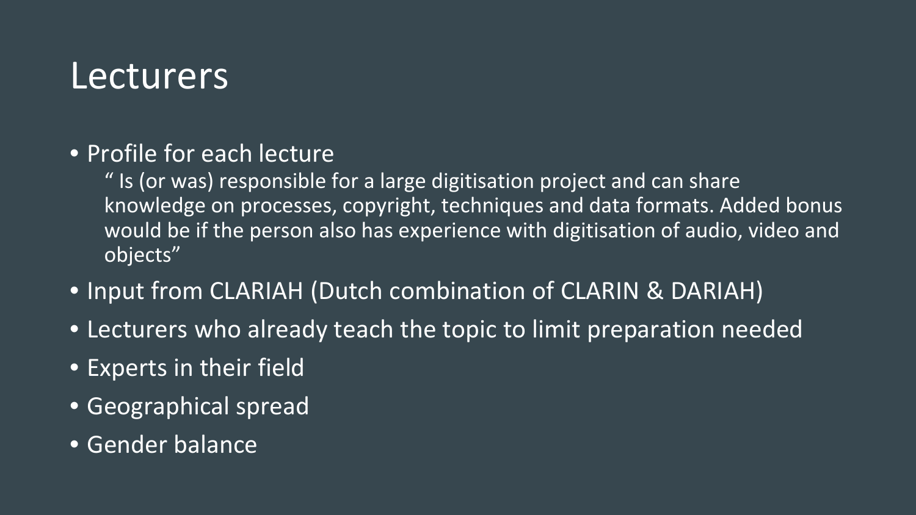# Lecturers

- Profile for each lecture

  " Is (or was) responsible for a large digitisation project and can share knowledge on processes, copyright, techniques and data formats. Added bonus would be if the person also has experience with digitisation of audio, video and objects"
- Input from CLARIAH (Dutch combination of CLARIN & DARIAH)
- Lecturers who already teach the topic to limit preparation needed
- Experts in their field
- Geographical spread
- Gender balance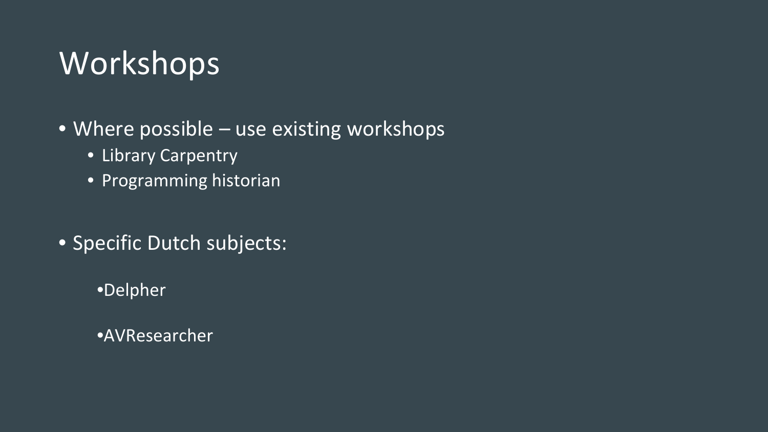# Workshops

- Where possible – use existing workshops
  - Library Carpentry
  - Programming historian

- Specific Dutch subjects:
  - Delpher
  - AVResearcher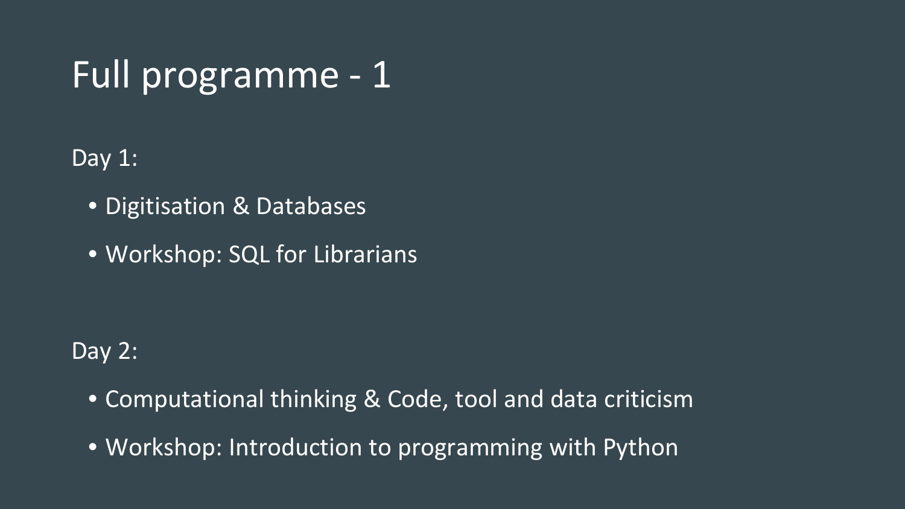# Full programme - 1

Day 1:

- Digitisation & Databases
- Workshop: SQL for Librarians

Day 2:

- Computational thinking & Code, tool and data criticism
- Workshop: Introduction to programming with Python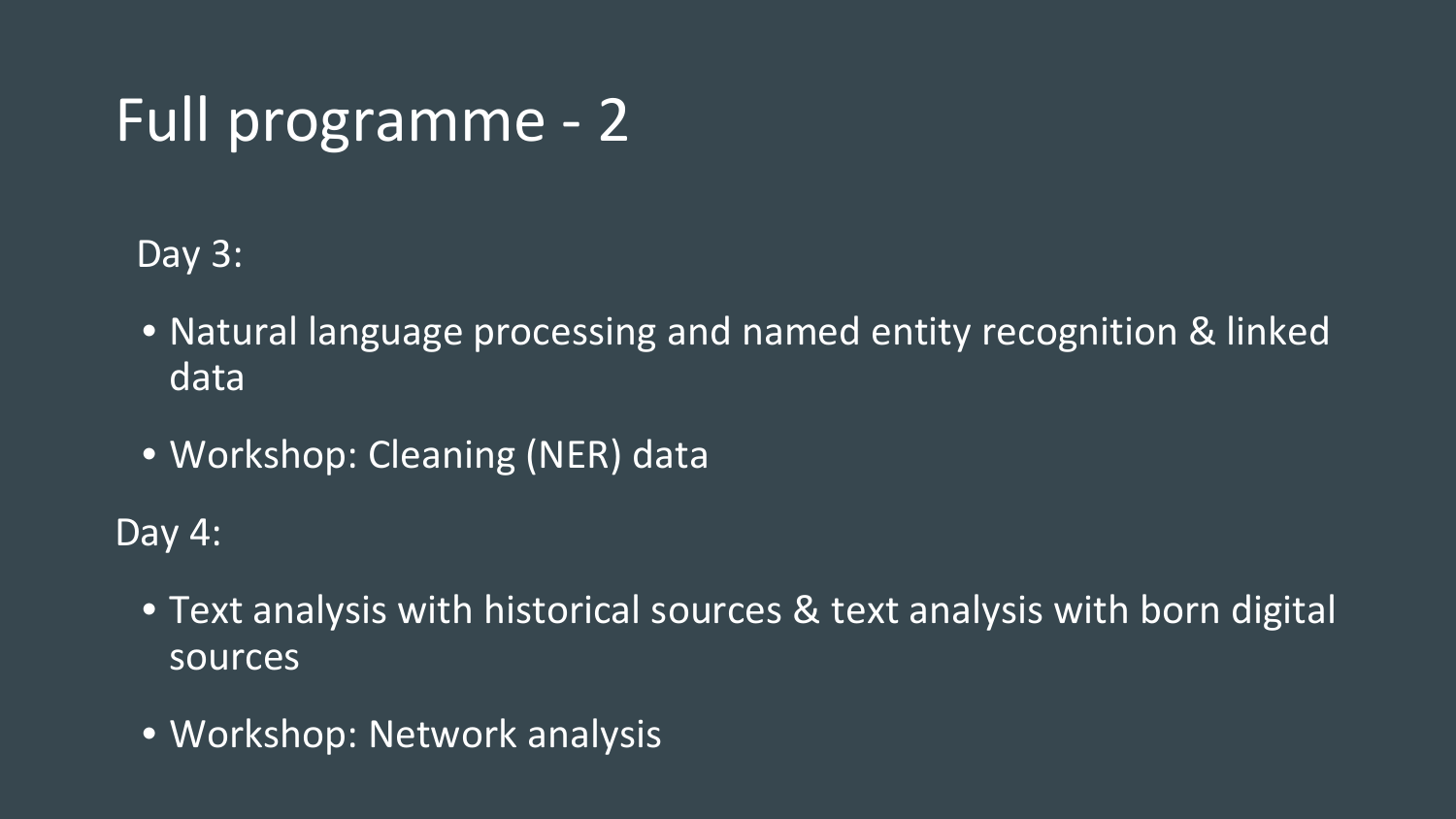# Full programme - 2

Day 3:

- Natural language processing and named entity recognition & linked data
- Workshop: Cleaning (NER) data

Day 4:

- Text analysis with historical sources & text analysis with born digital sources
- Workshop: Network analysis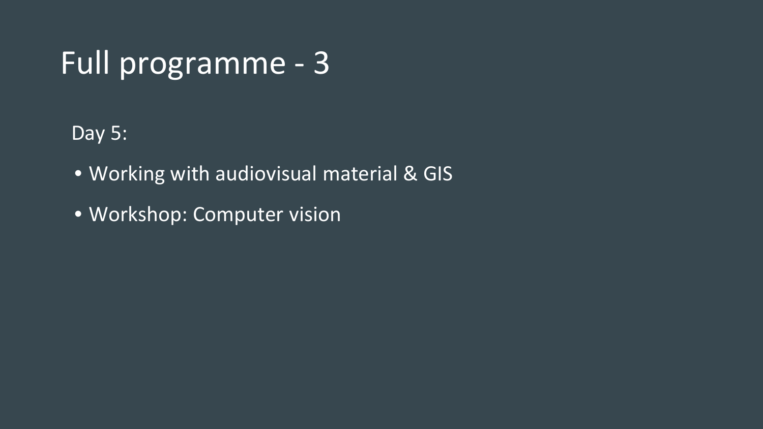# Full programme - 3

Day 5:

- Working with audiovisual material & GIS
- Workshop: Computer vision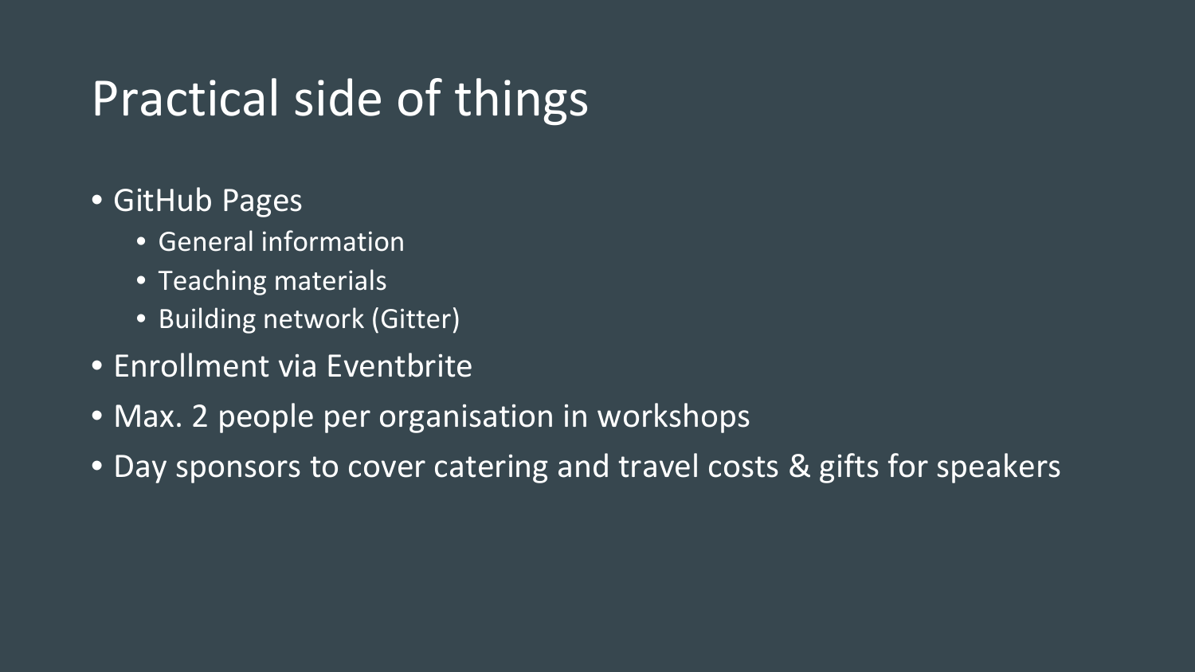# Practical side of things

- GitHub Pages
  - General information
  - Teaching materials
  - Building network (Gitter)
- Enrollment via Eventbrite
- Max. 2 people per organisation in workshops
- Day sponsors to cover catering and travel costs & gifts for speakers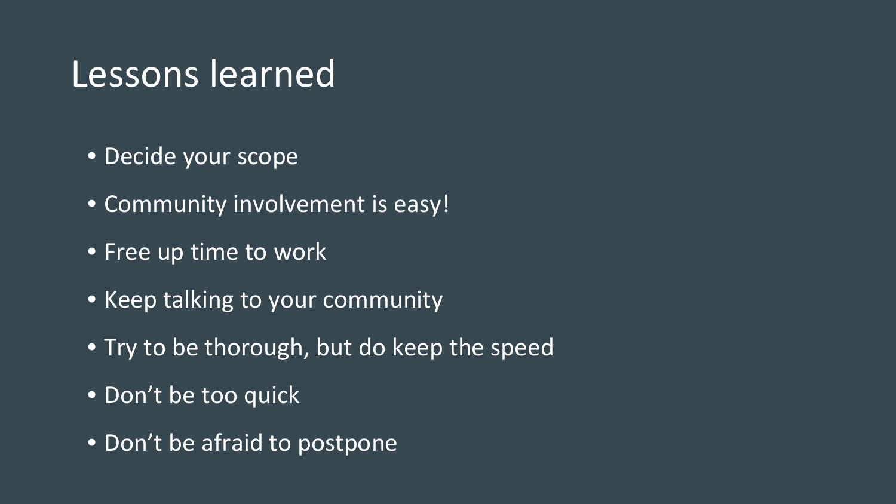# Lessons learned

- Decide your scope
- Community involvement is easy!
- Free up time to work
- Keep talking to your community
- Try to be thorough, but do keep the speed
- Don’t be too quick
- Don’t be afraid to postpone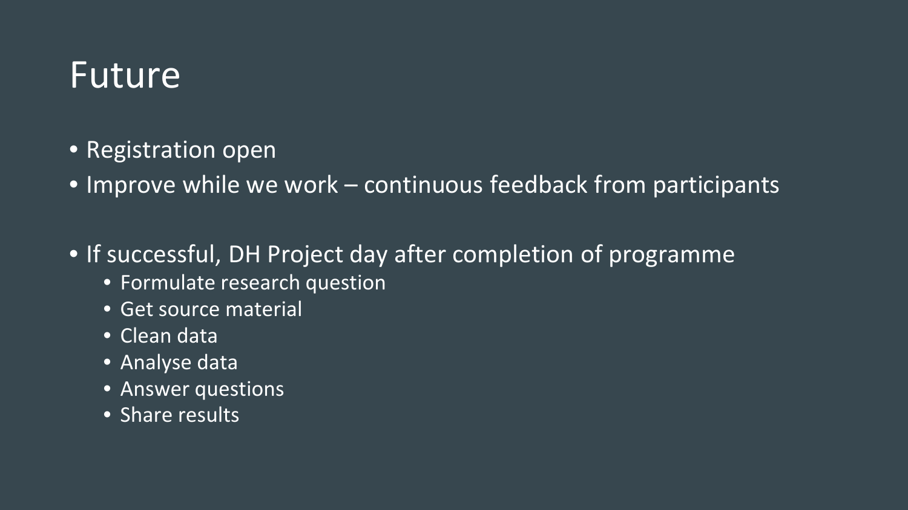# Future

- Registration open
- Improve while we work – continuous feedback from participants

- If successful, DH Project day after completion of programme
  - Formulate research question
  - Get source material
  - Clean data
  - Analyse data
  - Answer questions
  - Share results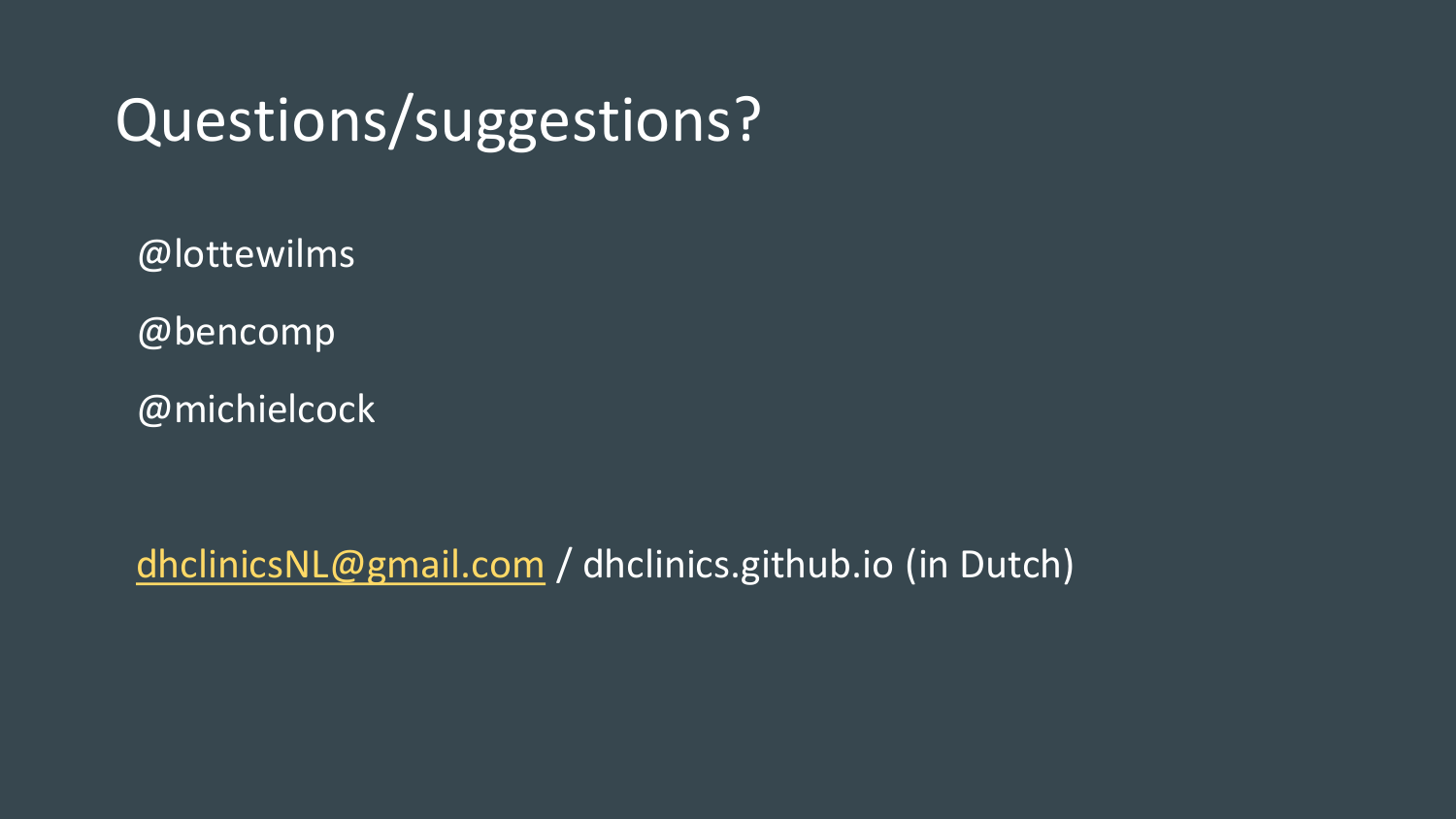# Questions/suggestions?

@lottewilms

@bencomp

@michielcock

dhclinicsNL@gmail.com / dhclinics.github.io (in Dutch)